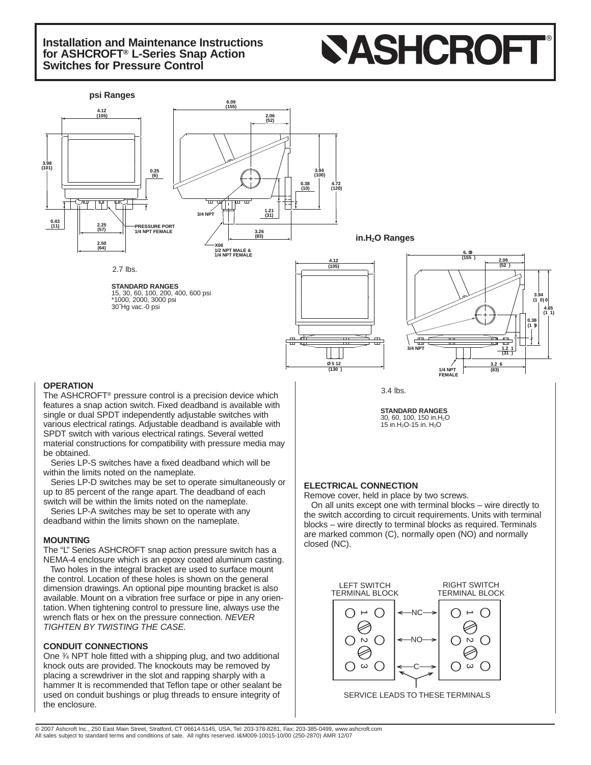# Installation and Maintenance Instructions for ASHCROFT® L-Series Snap Action Switches for Pressure Control

## psi Ranges

2.7 lbs.

**STANDARD RANGES**
15, 30, 60, 100, 200, 400, 600 psi
*1000, 2000, 3000 psi
30˝Hg vac.-0 psi

## in.$H_2O$ Ranges

3.4 lbs.

**STANDARD RANGES**
30, 60, 100, 150 in.$H_2O$
15 in.$H_2O$-15 in. $H_2O$

## OPERATION

The ASHCROFT® pressure control is a precision device which features a snap action switch. Fixed deadband is available with single or dual SPDT independently adjustable switches with various electrical ratings. Adjustable deadband is available with SPDT switch with various electrical ratings. Several wetted material constructions for compatibility with pressure media may be obtained.

Series LP-S switches have a fixed deadband which will be within the limits noted on the nameplate.

Series LP-D switches may be set to operate simultaneously or up to 85 percent of the range apart. The deadband of each switch will be within the limits noted on the nameplate.

Series LP-A switches may be set to operate with any deadband within the limits shown on the nameplate.

## MOUNTING

The "L" Series ASHCROFT snap action pressure switch has a NEMA-4 enclosure which is an epoxy coated aluminum casting.

Two holes in the integral bracket are used to surface mount the control. Location of these holes is shown on the general dimension drawings. An optional pipe mounting bracket is also available. Mount on a vibration free surface or pipe in any orientation. When tightening control to pressure line, always use the wrench flats or hex on the pressure connection. *NEVER TIGHTEN BY TWISTING THE CASE.*

## CONDUIT CONNECTIONS

One ¾ NPT hole fitted with a shipping plug, and two additional knock outs are provided. The knockouts may be removed by placing a screwdriver in the slot and rapping sharply with a hammer It is recommended that Teflon tape or other sealant be used on conduit bushings or plug threads to ensure integrity of the enclosure.

## ELECTRICAL CONNECTION

Remove cover, held in place by two screws.

On all units except one with terminal blocks – wire directly to the switch according to circuit requirements. Units with terminal blocks – wire directly to terminal blocks as required. Terminals are marked common (C), normally open (NO) and normally closed (NC).

LEFT SWITCH TERMINAL BLOCK — RIGHT SWITCH TERMINAL BLOCK

1 — NC
2 — NO
3 — C

SERVICE LEADS TO THESE TERMINALS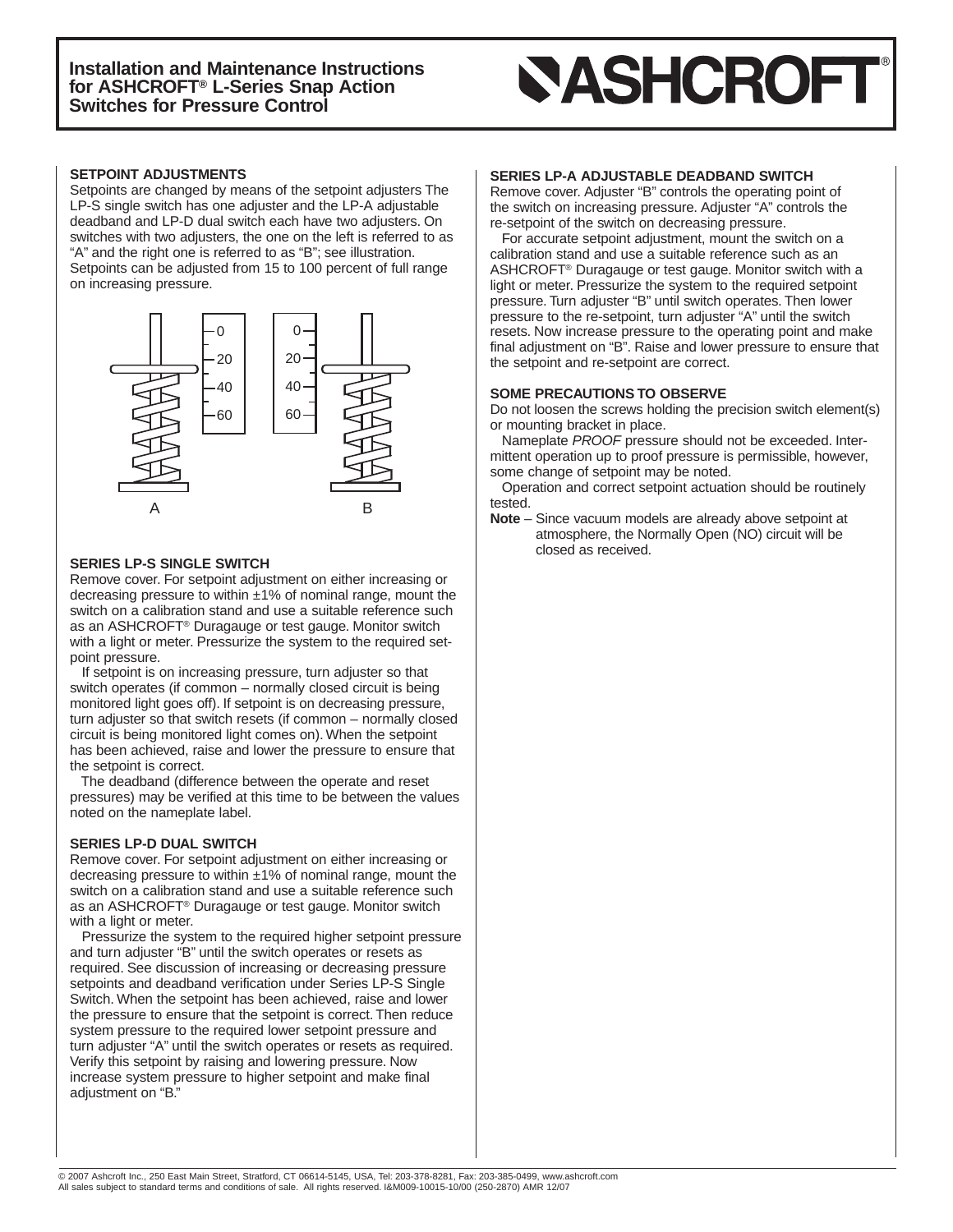# Installation and Maintenance Instructions for ASHCROFT® L-Series Snap Action Switches for Pressure Control

**ASHCROFT®**

### SETPOINT ADJUSTMENTS

Setpoints are changed by means of the setpoint adjusters The LP-S single switch has one adjuster and the LP-A adjustable deadband and LP-D dual switch each have two adjusters. On switches with two adjusters, the one on the left is referred to as "A" and the right one is referred to as "B"; see illustration. Setpoints can be adjusted from 15 to 100 percent of full range on increasing pressure.

0
20
40
60
A

0
20
40
60
B

### SERIES LP-S SINGLE SWITCH

Remove cover. For setpoint adjustment on either increasing or decreasing pressure to within ±1% of nominal range, mount the switch on a calibration stand and use a suitable reference such as an ASHCROFT® Duragauge or test gauge. Monitor switch with a light or meter. Pressurize the system to the required set-point pressure.

If setpoint is on increasing pressure, turn adjuster so that switch operates (if common – normally closed circuit is being monitored light goes off). If setpoint is on decreasing pressure, turn adjuster so that switch resets (if common – normally closed circuit is being monitored light comes on). When the setpoint has been achieved, raise and lower the pressure to ensure that the setpoint is correct.

The deadband (difference between the operate and reset pressures) may be verified at this time to be between the values noted on the nameplate label.

### SERIES LP-D DUAL SWITCH

Remove cover. For setpoint adjustment on either increasing or decreasing pressure to within ±1% of nominal range, mount the switch on a calibration stand and use a suitable reference such as an ASHCROFT® Duragauge or test gauge. Monitor switch with a light or meter.

Pressurize the system to the required higher setpoint pressure and turn adjuster "B" until the switch operates or resets as required. See discussion of increasing or decreasing pressure setpoints and deadband verification under Series LP-S Single Switch. When the setpoint has been achieved, raise and lower the pressure to ensure that the setpoint is correct. Then reduce system pressure to the required lower setpoint pressure and turn adjuster "A" until the switch operates or resets as required. Verify this setpoint by raising and lowering pressure. Now increase system pressure to higher setpoint and make final adjustment on "B."

### SERIES LP-A ADJUSTABLE DEADBAND SWITCH

Remove cover. Adjuster "B" controls the operating point of the switch on increasing pressure. Adjuster "A" controls the re-setpoint of the switch on decreasing pressure.

For accurate setpoint adjustment, mount the switch on a calibration stand and use a suitable reference such as an ASHCROFT® Duragauge or test gauge. Monitor switch with a light or meter. Pressurize the system to the required setpoint pressure. Turn adjuster "B" until switch operates. Then lower pressure to the re-setpoint, turn adjuster "A" until the switch resets. Now increase pressure to the operating point and make final adjustment on "B". Raise and lower pressure to ensure that the setpoint and re-setpoint are correct.

### SOME PRECAUTIONS TO OBSERVE

Do not loosen the screws holding the precision switch element(s) or mounting bracket in place.

Nameplate *PROOF* pressure should not be exceeded. Intermittent operation up to proof pressure is permissible, however, some change of setpoint may be noted.

Operation and correct setpoint actuation should be routinely tested.

**Note** – Since vacuum models are already above setpoint at atmosphere, the Normally Open (NO) circuit will be closed as received.

© 2007 Ashcroft Inc., 250 East Main Street, Stratford, CT 06614-5145, USA, Tel: 203-378-8281, Fax: 203-385-0499, www.ashcroft.com
All sales subject to standard terms and conditions of sale. All rights reserved. I&M009-10015-10/00 (250-2870) AMR 12/07